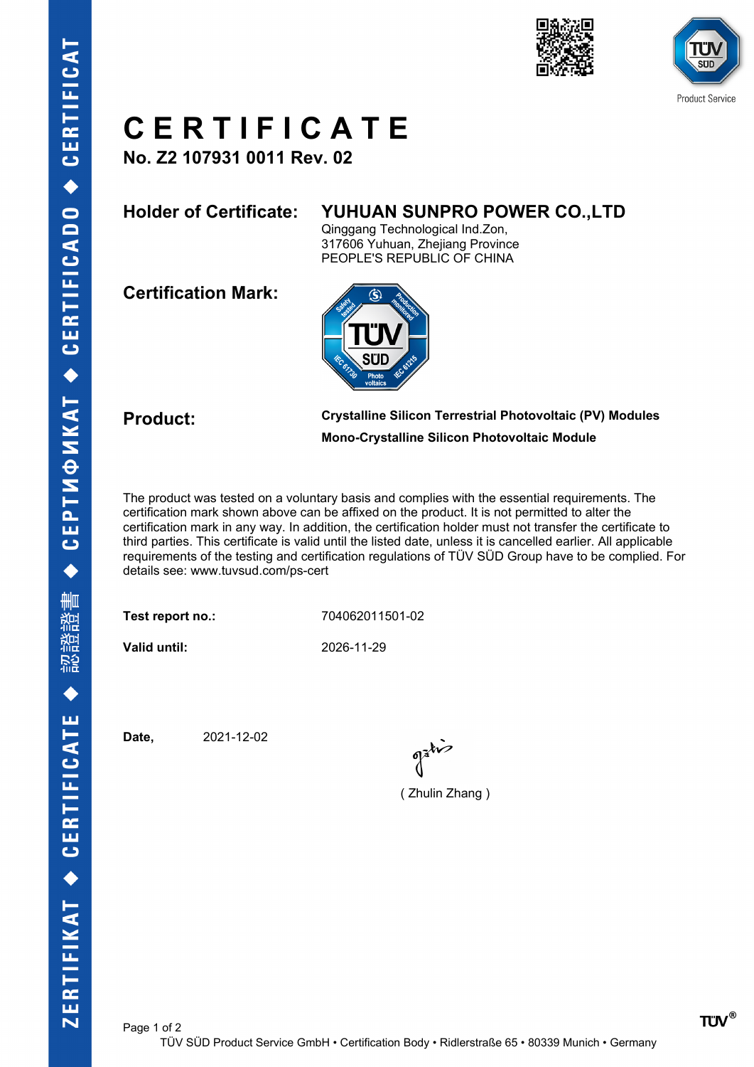# CERTIFICATE

**No. Z2 107931 0011 Rev. 02**

**Holder of Certificate:** **YUHUAN SUNPRO POWER CO.,LTD**
Qinggang Technological Ind.Zon,
317606 Yuhuan, Zhejiang Province
PEOPLE'S REPUBLIC OF CHINA

**Certification Mark:**

**Product:** **Crystalline Silicon Terrestrial Photovoltaic (PV) Modules**
**Mono-Crystalline Silicon Photovoltaic Module**

The product was tested on a voluntary basis and complies with the essential requirements. The certification mark shown above can be affixed on the product. It is not permitted to alter the certification mark in any way. In addition, the certification holder must not transfer the certificate to third parties. This certificate is valid until the listed date, unless it is cancelled earlier. All applicable requirements of the testing and certification regulations of TÜV SÜD Group have to be complied. For details see: www.tuvsud.com/ps-cert

**Test report no.:** 704062011501-02

**Valid until:** 2026-11-29

**Date,** 2021-12-02

( Zhulin Zhang )

TÜV SÜD Product Service GmbH • Certification Body • Ridlerstraße 65 • 80339 Munich • Germany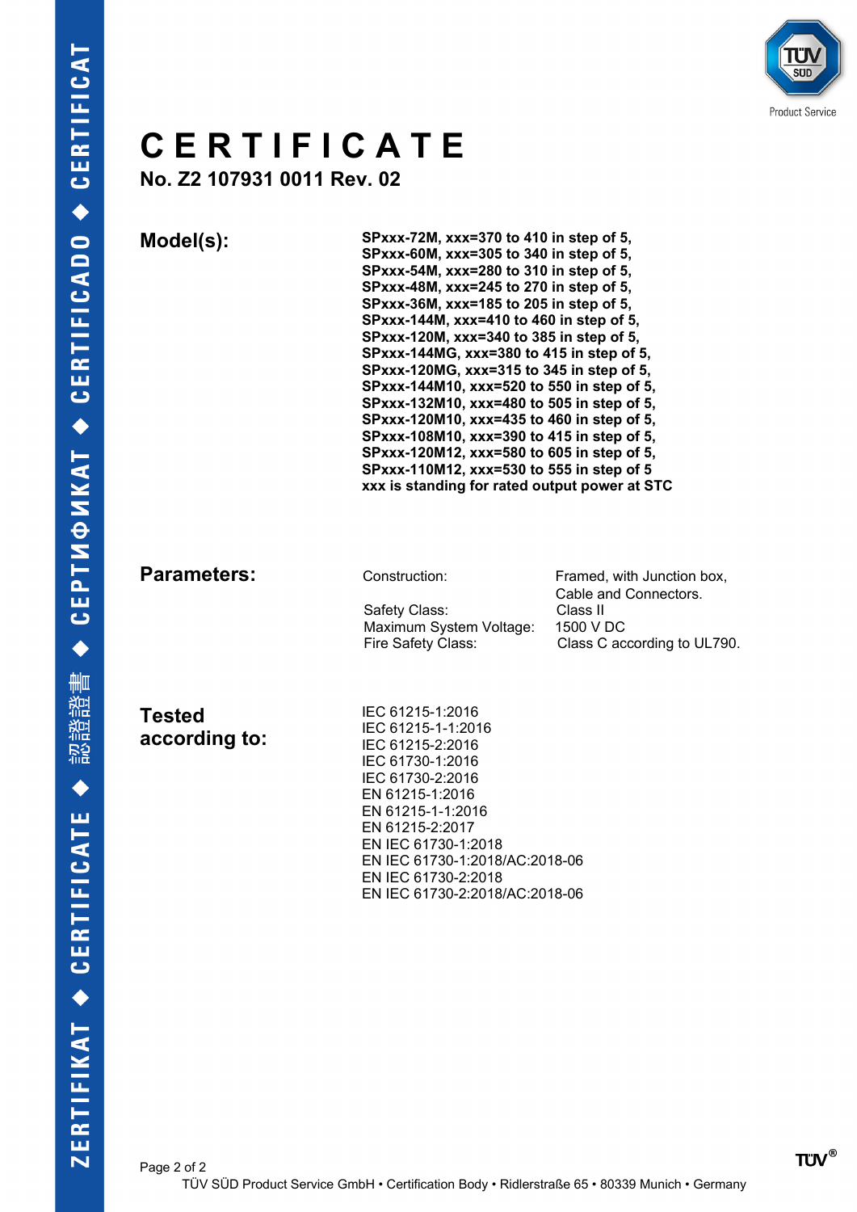# CERTIFICATE

**No. Z2 107931 0011 Rev. 02**

**Model(s):**

**SPxxx-72M, xxx=370 to 410 in step of 5,**
**SPxxx-60M, xxx=305 to 340 in step of 5,**
**SPxxx-54M, xxx=280 to 310 in step of 5,**
**SPxxx-48M, xxx=245 to 270 in step of 5,**
**SPxxx-36M, xxx=185 to 205 in step of 5,**
**SPxxx-144M, xxx=410 to 460 in step of 5,**
**SPxxx-120M, xxx=340 to 385 in step of 5,**
**SPxxx-144MG, xxx=380 to 415 in step of 5,**
**SPxxx-120MG, xxx=315 to 345 in step of 5,**
**SPxxx-144M10, xxx=520 to 550 in step of 5,**
**SPxxx-132M10, xxx=480 to 505 in step of 5,**
**SPxxx-120M10, xxx=435 to 460 in step of 5,**
**SPxxx-108M10, xxx=390 to 415 in step of 5,**
**SPxxx-120M12, xxx=580 to 605 in step of 5,**
**SPxxx-110M12, xxx=530 to 555 in step of 5**
**xxx is standing for rated output power at STC**

**Parameters:**

| | |
|---|---|
| Construction: | Framed, with Junction box, Cable and Connectors. |
| Safety Class: | Class II |
| Maximum System Voltage: | 1500 V DC |
| Fire Safety Class: | Class C according to UL790. |

**Tested according to:**

IEC 61215-1:2016
IEC 61215-1-1:2016
IEC 61215-2:2016
IEC 61730-1:2016
IEC 61730-2:2016
EN 61215-1:2016
EN 61215-1-1:2016
EN 61215-2:2017
EN IEC 61730-1:2018
EN IEC 61730-1:2018/AC:2018-06
EN IEC 61730-2:2018
EN IEC 61730-2:2018/AC:2018-06

TÜV SÜD Product Service GmbH • Certification Body • Ridlerstraße 65 • 80339 Munich • Germany